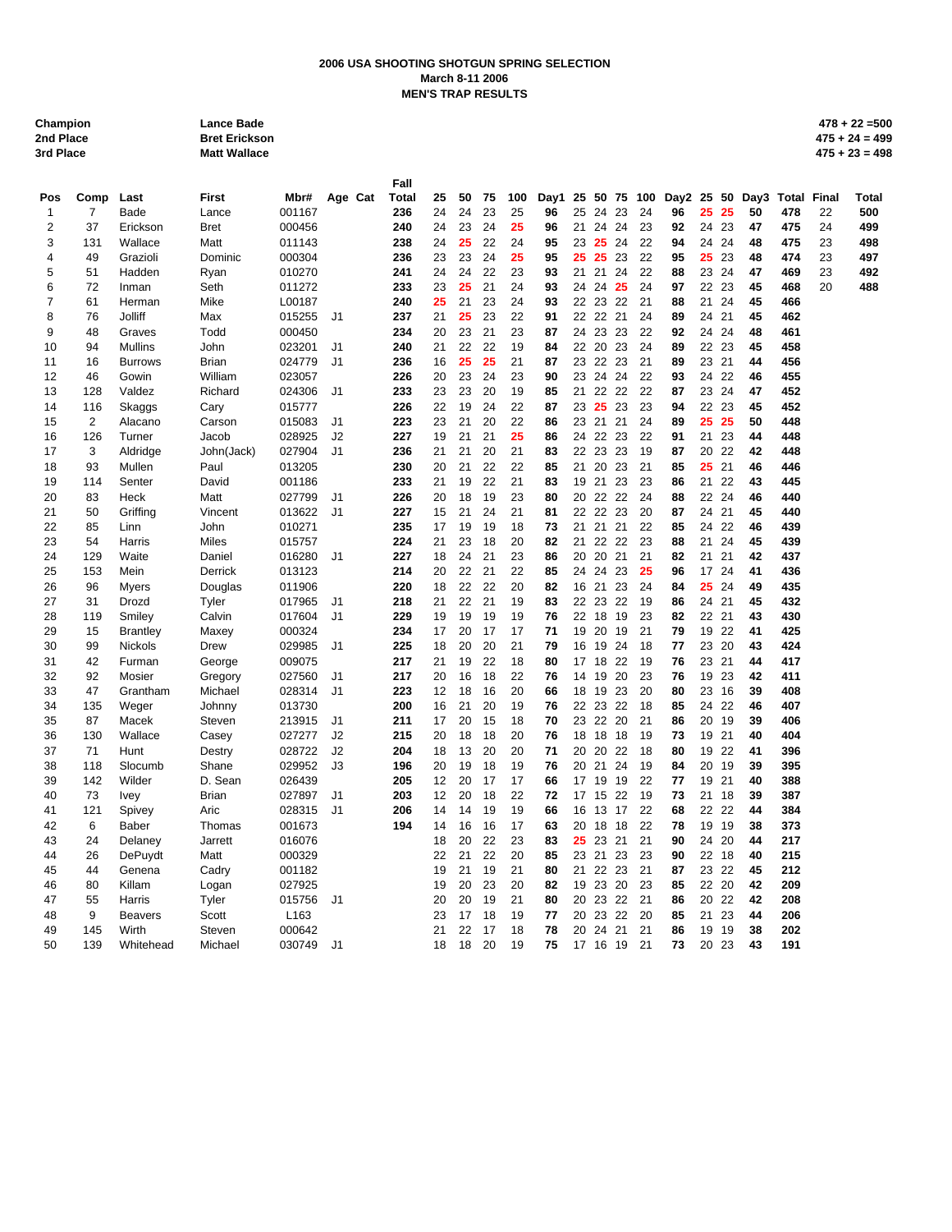**2006 USA SHOOTING SHOTGUN SPRING SELECTION**
**March 8-11 2006**
**MEN'S TRAP RESULTS**

| | | |
|---|---|---|
| **Champion** | **Lance Bade** | **478 + 22 =500** |
| **2nd Place** | **Bret Erickson** | **475 + 24 = 499** |
| **3rd Place** | **Matt Wallace** | **475 + 23 = 498** |

| Pos | Comp | Last | First | Mbr# | Age | Cat | Fall Total | 25 | 50 | 75 | 100 | Day1 | 25 | 50 | 75 | 100 | Day2 | 25 | 50 | Day3 | Total | Final | Total |
|---|---|---|---|---|---|---|---|---|---|---|---|---|---|---|---|---|---|---|---|---|---|---|---|
| 1 | 7 | Bade | Lance | 001167 | | | 236 | 24 | 24 | 23 | 25 | 96 | 25 | 24 | 23 | 24 | 96 | 25 | 25 | 50 | 478 | 22 | 500 |
| 2 | 37 | Erickson | Bret | 000456 | | | 240 | 24 | 23 | 24 | 25 | 96 | 21 | 24 | 24 | 23 | 92 | 24 | 23 | 47 | 475 | 24 | 499 |
| 3 | 131 | Wallace | Matt | 011143 | | | 238 | 24 | 25 | 22 | 24 | 95 | 23 | 25 | 24 | 22 | 94 | 24 | 24 | 48 | 475 | 23 | 498 |
| 4 | 49 | Grazioli | Dominic | 000304 | | | 236 | 23 | 23 | 24 | 25 | 95 | 25 | 25 | 23 | 22 | 95 | 25 | 23 | 48 | 474 | 23 | 497 |
| 5 | 51 | Hadden | Ryan | 010270 | | | 241 | 24 | 24 | 22 | 23 | 93 | 21 | 21 | 24 | 22 | 88 | 23 | 24 | 47 | 469 | 23 | 492 |
| 6 | 72 | Inman | Seth | 011272 | | | 233 | 23 | 25 | 21 | 24 | 93 | 24 | 24 | 25 | 24 | 97 | 22 | 23 | 45 | 468 | 20 | 488 |
| 7 | 61 | Herman | Mike | L00187 | | | 240 | 25 | 21 | 23 | 24 | 93 | 22 | 23 | 22 | 21 | 88 | 21 | 24 | 45 | 466 | | |
| 8 | 76 | Jolliff | Max | 015255 | J1 | | 237 | 21 | 25 | 23 | 22 | 91 | 22 | 22 | 21 | 24 | 89 | 24 | 21 | 45 | 462 | | |
| 9 | 48 | Graves | Todd | 000450 | | | 234 | 20 | 23 | 21 | 23 | 87 | 24 | 23 | 23 | 22 | 92 | 24 | 24 | 48 | 461 | | |
| 10 | 94 | Mullins | John | 023201 | J1 | | 240 | 21 | 22 | 22 | 19 | 84 | 22 | 20 | 23 | 24 | 89 | 22 | 23 | 45 | 458 | | |
| 11 | 16 | Burrows | Brian | 024779 | J1 | | 236 | 16 | 25 | 25 | 21 | 87 | 23 | 22 | 23 | 21 | 89 | 23 | 21 | 44 | 456 | | |
| 12 | 46 | Gowin | William | 023057 | | | 226 | 20 | 23 | 24 | 23 | 90 | 23 | 24 | 24 | 22 | 93 | 24 | 22 | 46 | 455 | | |
| 13 | 128 | Valdez | Richard | 024306 | J1 | | 233 | 23 | 23 | 20 | 19 | 85 | 21 | 22 | 22 | 22 | 87 | 23 | 24 | 47 | 452 | | |
| 14 | 116 | Skaggs | Cary | 015777 | | | 226 | 22 | 19 | 24 | 22 | 87 | 23 | 25 | 23 | 23 | 94 | 22 | 23 | 45 | 452 | | |
| 15 | 2 | Alacano | Carson | 015083 | J1 | | 223 | 23 | 21 | 20 | 22 | 86 | 23 | 21 | 21 | 24 | 89 | 25 | 25 | 50 | 448 | | |
| 16 | 126 | Turner | Jacob | 028925 | J2 | | 227 | 19 | 21 | 21 | 25 | 86 | 24 | 22 | 23 | 22 | 91 | 21 | 23 | 44 | 448 | | |
| 17 | 3 | Aldridge | John(Jack) | 027904 | J1 | | 236 | 21 | 21 | 20 | 21 | 83 | 22 | 23 | 23 | 19 | 87 | 20 | 22 | 42 | 448 | | |
| 18 | 93 | Mullen | Paul | 013205 | | | 230 | 20 | 21 | 22 | 22 | 85 | 21 | 20 | 23 | 21 | 85 | 25 | 21 | 46 | 446 | | |
| 19 | 114 | Senter | David | 001186 | | | 233 | 21 | 19 | 22 | 21 | 83 | 19 | 21 | 23 | 23 | 86 | 21 | 22 | 43 | 445 | | |
| 20 | 83 | Heck | Matt | 027799 | J1 | | 226 | 20 | 18 | 19 | 23 | 80 | 20 | 22 | 22 | 24 | 88 | 22 | 24 | 46 | 440 | | |
| 21 | 50 | Griffing | Vincent | 013622 | J1 | | 227 | 15 | 21 | 24 | 21 | 81 | 22 | 22 | 23 | 20 | 87 | 24 | 21 | 45 | 440 | | |
| 22 | 85 | Linn | John | 010271 | | | 235 | 17 | 19 | 19 | 18 | 73 | 21 | 21 | 21 | 22 | 85 | 24 | 22 | 46 | 439 | | |
| 23 | 54 | Harris | Miles | 015757 | | | 224 | 21 | 23 | 18 | 20 | 82 | 21 | 22 | 22 | 23 | 88 | 21 | 24 | 45 | 439 | | |
| 24 | 129 | Waite | Daniel | 016280 | J1 | | 227 | 18 | 24 | 21 | 23 | 86 | 20 | 20 | 21 | 21 | 82 | 21 | 21 | 42 | 437 | | |
| 25 | 153 | Mein | Derrick | 013123 | | | 214 | 20 | 22 | 21 | 22 | 85 | 24 | 24 | 23 | 25 | 96 | 17 | 24 | 41 | 436 | | |
| 26 | 96 | Myers | Douglas | 011906 | | | 220 | 18 | 22 | 22 | 20 | 82 | 16 | 21 | 23 | 24 | 84 | 25 | 24 | 49 | 435 | | |
| 27 | 31 | Drozd | Tyler | 017965 | J1 | | 218 | 21 | 22 | 21 | 19 | 83 | 22 | 23 | 22 | 19 | 86 | 24 | 21 | 45 | 432 | | |
| 28 | 119 | Smiley | Calvin | 017604 | J1 | | 229 | 19 | 19 | 19 | 19 | 76 | 22 | 18 | 19 | 23 | 82 | 22 | 21 | 43 | 430 | | |
| 29 | 15 | Brantley | Maxey | 000324 | | | 234 | 17 | 20 | 17 | 17 | 71 | 19 | 20 | 19 | 21 | 79 | 19 | 22 | 41 | 425 | | |
| 30 | 99 | Nickols | Drew | 029985 | J1 | | 225 | 18 | 20 | 20 | 21 | 79 | 16 | 19 | 24 | 18 | 77 | 23 | 20 | 43 | 424 | | |
| 31 | 42 | Furman | George | 009075 | | | 217 | 21 | 19 | 22 | 18 | 80 | 17 | 18 | 22 | 19 | 76 | 23 | 21 | 44 | 417 | | |
| 32 | 92 | Mosier | Gregory | 027560 | J1 | | 217 | 20 | 16 | 18 | 22 | 76 | 14 | 19 | 20 | 23 | 76 | 19 | 23 | 42 | 411 | | |
| 33 | 47 | Grantham | Michael | 028314 | J1 | | 223 | 12 | 18 | 16 | 20 | 66 | 18 | 19 | 23 | 20 | 80 | 23 | 16 | 39 | 408 | | |
| 34 | 135 | Weger | Johnny | 013730 | | | 200 | 16 | 21 | 20 | 19 | 76 | 22 | 23 | 22 | 18 | 85 | 24 | 22 | 46 | 407 | | |
| 35 | 87 | Macek | Steven | 213915 | J1 | | 211 | 17 | 20 | 15 | 18 | 70 | 23 | 22 | 20 | 21 | 86 | 20 | 19 | 39 | 406 | | |
| 36 | 130 | Wallace | Casey | 027277 | J2 | | 215 | 20 | 18 | 18 | 20 | 76 | 18 | 18 | 18 | 19 | 73 | 19 | 21 | 40 | 404 | | |
| 37 | 71 | Hunt | Destry | 028722 | J2 | | 204 | 18 | 13 | 20 | 20 | 71 | 20 | 20 | 22 | 18 | 80 | 19 | 22 | 41 | 396 | | |
| 38 | 118 | Slocumb | Shane | 029952 | J3 | | 196 | 20 | 19 | 18 | 19 | 76 | 20 | 21 | 24 | 19 | 84 | 20 | 19 | 39 | 395 | | |
| 39 | 142 | Wilder | D. Sean | 026439 | | | 205 | 12 | 20 | 17 | 17 | 66 | 17 | 19 | 19 | 22 | 77 | 19 | 21 | 40 | 388 | | |
| 40 | 73 | Ivey | Brian | 027897 | J1 | | 203 | 12 | 20 | 18 | 22 | 72 | 17 | 15 | 22 | 19 | 73 | 21 | 18 | 39 | 387 | | |
| 41 | 121 | Spivey | Aric | 028315 | J1 | | 206 | 14 | 14 | 19 | 19 | 66 | 16 | 13 | 17 | 22 | 68 | 22 | 22 | 44 | 384 | | |
| 42 | 6 | Baber | Thomas | 001673 | | | 194 | 14 | 16 | 16 | 17 | 63 | 20 | 18 | 18 | 22 | 78 | 19 | 19 | 38 | 373 | | |
| 43 | 24 | Delaney | Jarrett | 016076 | | | | 18 | 20 | 22 | 23 | 83 | 25 | 23 | 21 | 21 | 90 | 24 | 20 | 44 | 217 | | |
| 44 | 26 | DePuydt | Matt | 000329 | | | | 22 | 21 | 22 | 20 | 85 | 23 | 21 | 23 | 23 | 90 | 22 | 18 | 40 | 215 | | |
| 45 | 44 | Genena | Cadry | 001182 | | | | 19 | 21 | 19 | 21 | 80 | 21 | 22 | 23 | 21 | 87 | 23 | 22 | 45 | 212 | | |
| 46 | 80 | Killam | Logan | 027925 | | | | 19 | 20 | 23 | 20 | 82 | 19 | 23 | 20 | 23 | 85 | 22 | 20 | 42 | 209 | | |
| 47 | 55 | Harris | Tyler | 015756 | J1 | | | 20 | 20 | 19 | 21 | 80 | 20 | 23 | 22 | 21 | 86 | 20 | 22 | 42 | 208 | | |
| 48 | 9 | Beavers | Scott | L163 | | | | 23 | 17 | 18 | 19 | 77 | 20 | 23 | 22 | 20 | 85 | 21 | 23 | 44 | 206 | | |
| 49 | 145 | Wirth | Steven | 000642 | | | | 21 | 22 | 17 | 18 | 78 | 20 | 24 | 21 | 21 | 86 | 19 | 19 | 38 | 202 | | |
| 50 | 139 | Whitehead | Michael | 030749 | J1 | | | 18 | 18 | 20 | 19 | 75 | 17 | 16 | 19 | 21 | 73 | 20 | 23 | 43 | 191 | | |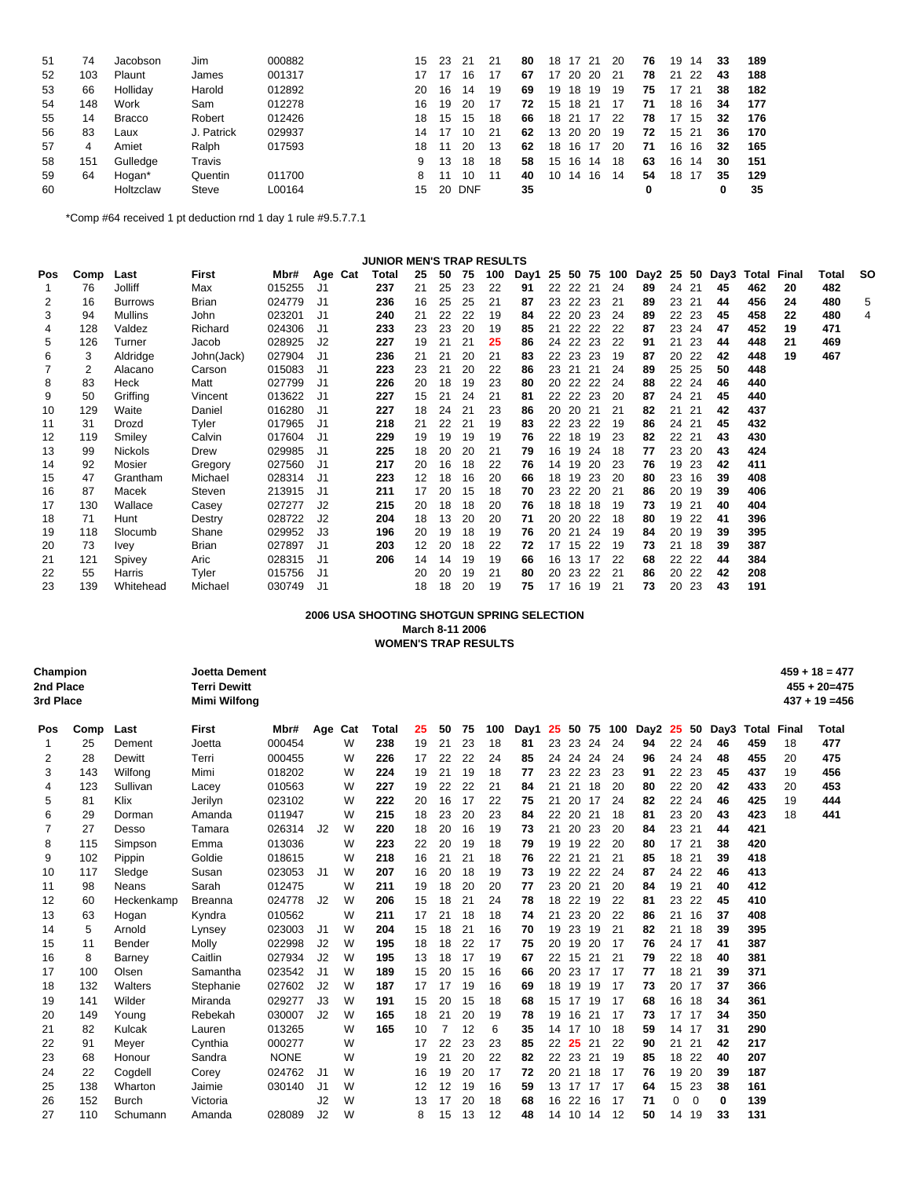| 51 | 74 | Jacobson | Jim | 000882 | | | | 15 | 23 | 21 | 21 | 80 | 18 | 17 | 21 | 20 | 76 | 19 | 14 | 33 | 189 |
|---|---|---|---|---|---|---|---|---|---|---|---|---|---|---|---|---|---|---|---|---|---|
| 52 | 103 | Plaunt | James | 001317 | | | | 17 | 17 | 16 | 17 | 67 | 17 | 20 | 20 | 21 | 78 | 21 | 22 | 43 | 188 |
| 53 | 66 | Holliday | Harold | 012892 | | | | 20 | 16 | 14 | 19 | 69 | 19 | 18 | 19 | 19 | 75 | 17 | 21 | 38 | 182 |
| 54 | 148 | Work | Sam | 012278 | | | | 16 | 19 | 20 | 17 | 72 | 15 | 18 | 21 | 17 | 71 | 18 | 16 | 34 | 177 |
| 55 | 14 | Bracco | Robert | 012426 | | | | 18 | 15 | 15 | 18 | 66 | 18 | 21 | 17 | 22 | 78 | 17 | 15 | 32 | 176 |
| 56 | 83 | Laux | J. Patrick | 029937 | | | | 14 | 17 | 10 | 21 | 62 | 13 | 20 | 20 | 19 | 72 | 15 | 21 | 36 | 170 |
| 57 | 4 | Amiet | Ralph | 017593 | | | | 18 | 11 | 20 | 13 | 62 | 18 | 16 | 17 | 20 | 71 | 16 | 16 | 32 | 165 |
| 58 | 151 | Gulledge | Travis | | | | | 9 | 13 | 18 | 18 | 58 | 15 | 16 | 14 | 18 | 63 | 16 | 14 | 30 | 151 |
| 59 | 64 | Hogan* | Quentin | 011700 | | | | 8 | 11 | 10 | 11 | 40 | 10 | 14 | 16 | 14 | 54 | 18 | 17 | 35 | 129 |
| 60 | | Holtzclaw | Steve | L00164 | | | | 15 | 20 | DNF | | 35 | | | | | 0 | | | 0 | 35 |

*Comp #64 received 1 pt deduction rnd 1 day 1 rule #9.5.7.7.1

## JUNIOR MEN'S TRAP RESULTS

| Pos | Comp | Last | First | Mbr# | Age | Cat | Total | 25 | 50 | 75 | 100 | Day1 | 25 | 50 | 75 | 100 | Day2 | 25 | 50 | Day3 | Total | Final | Total | SO |
|---|---|---|---|---|---|---|---|---|---|---|---|---|---|---|---|---|---|---|---|---|---|---|---|---|
| 1 | 76 | Jolliff | Max | 015255 | J1 | | 237 | 21 | 25 | 23 | 22 | 91 | 22 | 22 | 21 | 24 | 89 | 24 | 21 | 45 | 462 | 20 | 482 | |
| 2 | 16 | Burrows | Brian | 024779 | J1 | | 236 | 16 | 25 | 25 | 21 | 87 | 23 | 22 | 23 | 21 | 89 | 23 | 21 | 44 | 456 | 24 | 480 | 5 |
| 3 | 94 | Mullins | John | 023201 | J1 | | 240 | 21 | 22 | 22 | 19 | 84 | 22 | 20 | 23 | 24 | 89 | 22 | 23 | 45 | 458 | 22 | 480 | 4 |
| 4 | 128 | Valdez | Richard | 024306 | J1 | | 233 | 23 | 23 | 20 | 19 | 85 | 21 | 22 | 22 | 22 | 87 | 23 | 24 | 47 | 452 | 19 | 471 | |
| 5 | 126 | Turner | Jacob | 028925 | J2 | | 227 | 19 | 21 | 21 | 25 | 86 | 24 | 22 | 23 | 22 | 91 | 21 | 23 | 44 | 448 | 21 | 469 | |
| 6 | 3 | Aldridge | John(Jack) | 027904 | J1 | | 236 | 21 | 21 | 20 | 21 | 83 | 22 | 23 | 23 | 19 | 87 | 20 | 22 | 42 | 448 | 19 | 467 | |
| 7 | 2 | Alacano | Carson | 015083 | J1 | | 223 | 23 | 21 | 20 | 22 | 86 | 23 | 21 | 21 | 24 | 89 | 25 | 25 | 50 | 448 | | | |
| 8 | 83 | Heck | Matt | 027799 | J1 | | 226 | 20 | 18 | 19 | 23 | 80 | 20 | 22 | 22 | 24 | 88 | 22 | 24 | 46 | 440 | | | |
| 9 | 50 | Griffing | Vincent | 013622 | J1 | | 227 | 15 | 21 | 24 | 21 | 81 | 22 | 22 | 23 | 20 | 87 | 24 | 21 | 45 | 440 | | | |
| 10 | 129 | Waite | Daniel | 016280 | J1 | | 227 | 18 | 24 | 21 | 23 | 86 | 20 | 20 | 21 | 21 | 82 | 21 | 21 | 42 | 437 | | | |
| 11 | 31 | Drozd | Tyler | 017965 | J1 | | 218 | 21 | 22 | 21 | 19 | 83 | 22 | 23 | 22 | 19 | 86 | 24 | 21 | 45 | 432 | | | |
| 12 | 119 | Smiley | Calvin | 017604 | J1 | | 229 | 19 | 19 | 19 | 19 | 76 | 22 | 18 | 19 | 23 | 82 | 22 | 21 | 43 | 430 | | | |
| 13 | 99 | Nickols | Drew | 029985 | J1 | | 225 | 18 | 20 | 20 | 21 | 79 | 16 | 19 | 24 | 18 | 77 | 23 | 20 | 43 | 424 | | | |
| 14 | 92 | Mosier | Gregory | 027560 | J1 | | 217 | 20 | 16 | 18 | 22 | 76 | 14 | 19 | 20 | 23 | 76 | 19 | 23 | 42 | 411 | | | |
| 15 | 47 | Grantham | Michael | 028314 | J1 | | 223 | 12 | 18 | 16 | 20 | 66 | 18 | 19 | 23 | 20 | 80 | 23 | 16 | 39 | 408 | | | |
| 16 | 87 | Macek | Steven | 213915 | J1 | | 211 | 17 | 20 | 15 | 18 | 70 | 23 | 22 | 20 | 21 | 86 | 20 | 19 | 39 | 406 | | | |
| 17 | 130 | Wallace | Casey | 027277 | J2 | | 215 | 20 | 18 | 18 | 20 | 76 | 18 | 18 | 18 | 19 | 73 | 19 | 21 | 40 | 404 | | | |
| 18 | 71 | Hunt | Destry | 028722 | J2 | | 204 | 18 | 13 | 20 | 20 | 71 | 20 | 20 | 22 | 18 | 80 | 19 | 22 | 41 | 396 | | | |
| 19 | 118 | Slocumb | Shane | 029952 | J3 | | 196 | 20 | 19 | 18 | 19 | 76 | 20 | 21 | 24 | 19 | 84 | 20 | 19 | 39 | 395 | | | |
| 20 | 73 | Ivey | Brian | 027897 | J1 | | 203 | 12 | 20 | 18 | 22 | 72 | 17 | 15 | 22 | 19 | 73 | 21 | 18 | 39 | 387 | | | |
| 21 | 121 | Spivey | Aric | 028315 | J1 | | 206 | 14 | 14 | 19 | 19 | 66 | 16 | 13 | 17 | 22 | 68 | 22 | 22 | 44 | 384 | | | |
| 22 | 55 | Harris | Tyler | 015756 | J1 | | | 20 | 20 | 19 | 21 | 80 | 20 | 23 | 22 | 21 | 86 | 20 | 22 | 42 | 208 | | | |
| 23 | 139 | Whitehead | Michael | 030749 | J1 | | | 18 | 18 | 20 | 19 | 75 | 17 | 16 | 19 | 21 | 73 | 20 | 23 | 43 | 191 | | | |

## 2006 USA SHOOTING SHOTGUN SPRING SELECTION
**March 8-11 2006**
**WOMEN'S TRAP RESULTS**

| | | |
|---|---|---|
| **Champion** | **Joetta Dement** | **459 + 18 = 477** |
| **2nd Place** | **Terri Dewitt** | **455 + 20=475** |
| **3rd Place** | **Mimi Wilfong** | **437 + 19 =456** |

| Pos | Comp | Last | First | Mbr# | Age | Cat | Total | 25 | 50 | 75 | 100 | Day1 | 25 | 50 | 75 | 100 | Day2 | 25 | 50 | Day3 | Total | Final | Total |
|---|---|---|---|---|---|---|---|---|---|---|---|---|---|---|---|---|---|---|---|---|---|---|---|
| 1 | 25 | Dement | Joetta | 000454 | | W | 238 | 19 | 21 | 23 | 18 | 81 | 23 | 23 | 24 | 24 | 94 | 22 | 24 | 46 | 459 | 18 | 477 |
| 2 | 28 | Dewitt | Terri | 000455 | | W | 226 | 17 | 22 | 22 | 24 | 85 | 24 | 24 | 24 | 24 | 96 | 24 | 24 | 48 | 455 | 20 | 475 |
| 3 | 143 | Wilfong | Mimi | 018202 | | W | 224 | 19 | 21 | 19 | 18 | 77 | 23 | 22 | 23 | 23 | 91 | 22 | 23 | 45 | 437 | 19 | 456 |
| 4 | 123 | Sullivan | Lacey | 010563 | | W | 227 | 19 | 22 | 22 | 21 | 84 | 21 | 21 | 18 | 20 | 80 | 22 | 20 | 42 | 433 | 20 | 453 |
| 5 | 81 | Klix | Jerilyn | 023102 | | W | 222 | 20 | 16 | 17 | 22 | 75 | 21 | 20 | 17 | 24 | 82 | 22 | 24 | 46 | 425 | 19 | 444 |
| 6 | 29 | Dorman | Amanda | 011947 | | W | 215 | 18 | 23 | 20 | 23 | 84 | 22 | 20 | 21 | 18 | 81 | 23 | 20 | 43 | 423 | 18 | 441 |
| 7 | 27 | Desso | Tamara | 026314 | J2 | W | 220 | 18 | 20 | 16 | 19 | 73 | 21 | 20 | 23 | 20 | 84 | 23 | 21 | 44 | 421 | | |
| 8 | 115 | Simpson | Emma | 013036 | | W | 223 | 22 | 20 | 19 | 18 | 79 | 19 | 19 | 22 | 20 | 80 | 17 | 21 | 38 | 420 | | |
| 9 | 102 | Pippin | Goldie | 018615 | | W | 218 | 16 | 21 | 21 | 18 | 76 | 22 | 21 | 21 | 21 | 85 | 18 | 21 | 39 | 418 | | |
| 10 | 117 | Sledge | Susan | 023053 | J1 | W | 207 | 16 | 20 | 18 | 19 | 73 | 19 | 22 | 22 | 24 | 87 | 24 | 22 | 46 | 413 | | |
| 11 | 98 | Neans | Sarah | 012475 | | W | 211 | 19 | 18 | 20 | 20 | 77 | 23 | 20 | 21 | 20 | 84 | 19 | 21 | 40 | 412 | | |
| 12 | 60 | Heckenkamp | Breanna | 024778 | J2 | W | 206 | 15 | 18 | 21 | 24 | 78 | 18 | 22 | 19 | 22 | 81 | 23 | 22 | 45 | 410 | | |
| 13 | 63 | Hogan | Kyndra | 010562 | | W | 211 | 17 | 21 | 18 | 18 | 74 | 21 | 23 | 20 | 22 | 86 | 21 | 16 | 37 | 408 | | |
| 14 | 5 | Arnold | Lynsey | 023003 | J1 | W | 204 | 15 | 18 | 21 | 16 | 70 | 19 | 23 | 19 | 21 | 82 | 21 | 18 | 39 | 395 | | |
| 15 | 11 | Bender | Molly | 022998 | J2 | W | 195 | 18 | 18 | 22 | 17 | 75 | 20 | 19 | 20 | 17 | 76 | 24 | 17 | 41 | 387 | | |
| 16 | 8 | Barney | Caitlin | 027934 | J2 | W | 195 | 13 | 18 | 17 | 19 | 67 | 22 | 15 | 21 | 21 | 79 | 22 | 18 | 40 | 381 | | |
| 17 | 100 | Olsen | Samantha | 023542 | J1 | W | 189 | 15 | 20 | 15 | 16 | 66 | 20 | 23 | 17 | 17 | 77 | 18 | 21 | 39 | 371 | | |
| 18 | 132 | Walters | Stephanie | 027602 | J2 | W | 187 | 17 | 17 | 19 | 16 | 69 | 18 | 19 | 19 | 17 | 73 | 20 | 17 | 37 | 366 | | |
| 19 | 141 | Wilder | Miranda | 029277 | J3 | W | 191 | 15 | 20 | 15 | 18 | 68 | 15 | 17 | 19 | 17 | 68 | 16 | 18 | 34 | 361 | | |
| 20 | 149 | Young | Rebekah | 030007 | J2 | W | 165 | 18 | 21 | 20 | 19 | 78 | 19 | 16 | 21 | 17 | 73 | 17 | 17 | 34 | 350 | | |
| 21 | 82 | Kulcak | Lauren | 013265 | | W | 165 | 10 | 7 | 12 | 6 | 35 | 14 | 17 | 10 | 18 | 59 | 14 | 17 | 31 | 290 | | |
| 22 | 91 | Meyer | Cynthia | 000277 | | W | | 17 | 22 | 23 | 23 | 85 | 22 | 25 | 21 | 22 | 90 | 21 | 21 | 42 | 217 | | |
| 23 | 68 | Honour | Sandra | NONE | | W | | 19 | 21 | 20 | 22 | 82 | 22 | 23 | 21 | 19 | 85 | 18 | 22 | 40 | 207 | | |
| 24 | 22 | Cogdell | Corey | 024762 | J1 | W | | 16 | 19 | 20 | 17 | 72 | 20 | 21 | 18 | 17 | 76 | 19 | 20 | 39 | 187 | | |
| 25 | 138 | Wharton | Jaimie | 030140 | J1 | W | | 12 | 12 | 19 | 16 | 59 | 13 | 17 | 17 | 17 | 64 | 15 | 23 | 38 | 161 | | |
| 26 | 152 | Burch | Victoria | | J2 | W | | 13 | 17 | 20 | 18 | 68 | 16 | 22 | 16 | 17 | 71 | 0 | 0 | 0 | 139 | | |
| 27 | 110 | Schumann | Amanda | 028089 | J2 | W | | 8 | 15 | 13 | 12 | 48 | 14 | 10 | 14 | 12 | 50 | 14 | 19 | 33 | 131 | | |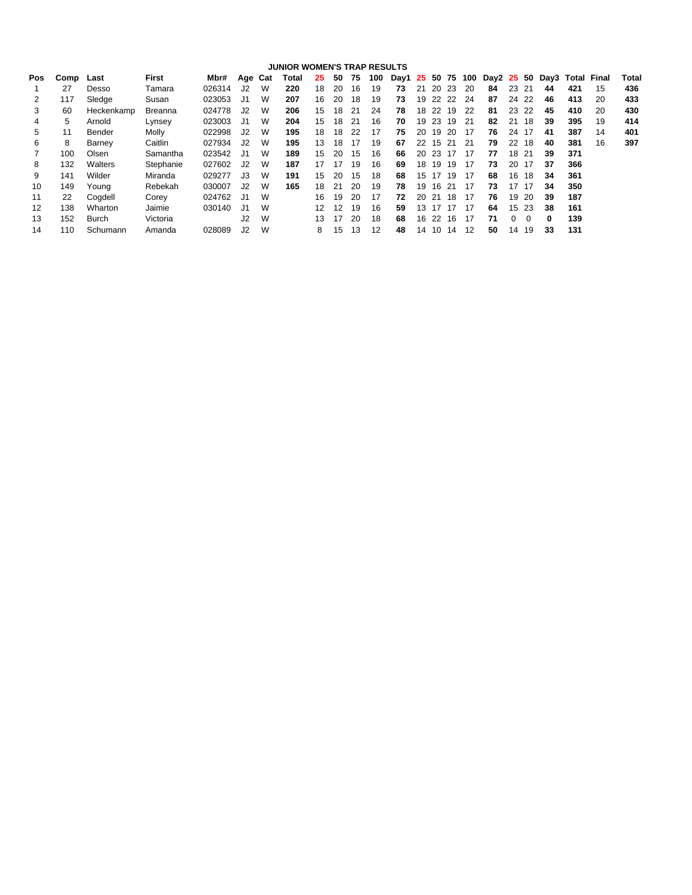# JUNIOR WOMEN'S TRAP RESULTS

| Pos | Comp | Last | First | Mbr# | Age | Cat | Total | 25 | 50 | 75 | 100 | Day1 | 25 | 50 | 75 | 100 | Day2 | 25 | 50 | Day3 | Total | Final | Total |
|---|---|---|---|---|---|---|---|---|---|---|---|---|---|---|---|---|---|---|---|---|---|---|---|
| 1 | 27 | Desso | Tamara | 026314 | J2 | W | **220** | 18 | 20 | 16 | 19 | **73** | 21 | 20 | 23 | 20 | **84** | 23 | 21 | **44** | **421** | 15 | **436** |
| 2 | 117 | Sledge | Susan | 023053 | J1 | W | **207** | 16 | 20 | 18 | 19 | **73** | 19 | 22 | 22 | 24 | **87** | 24 | 22 | **46** | **413** | 20 | **433** |
| 3 | 60 | Heckenkamp | Breanna | 024778 | J2 | W | **206** | 15 | 18 | 21 | 24 | **78** | 18 | 22 | 19 | 22 | **81** | 23 | 22 | **45** | **410** | 20 | **430** |
| 4 | 5 | Arnold | Lynsey | 023003 | J1 | W | **204** | 15 | 18 | 21 | 16 | **70** | 19 | 23 | 19 | 21 | **82** | 21 | 18 | **39** | **395** | 19 | **414** |
| 5 | 11 | Bender | Molly | 022998 | J2 | W | **195** | 18 | 18 | 22 | 17 | **75** | 20 | 19 | 20 | 17 | **76** | 24 | 17 | **41** | **387** | 14 | **401** |
| 6 | 8 | Barney | Caitlin | 027934 | J2 | W | **195** | 13 | 18 | 17 | 19 | **67** | 22 | 15 | 21 | 21 | **79** | 22 | 18 | **40** | **381** | 16 | **397** |
| 7 | 100 | Olsen | Samantha | 023542 | J1 | W | **189** | 15 | 20 | 15 | 16 | **66** | 20 | 23 | 17 | 17 | **77** | 18 | 21 | **39** | **371** | | |
| 8 | 132 | Walters | Stephanie | 027602 | J2 | W | **187** | 17 | 17 | 19 | 16 | **69** | 18 | 19 | 19 | 17 | **73** | 20 | 17 | **37** | **366** | | |
| 9 | 141 | Wilder | Miranda | 029277 | J3 | W | **191** | 15 | 20 | 15 | 18 | **68** | 15 | 17 | 19 | 17 | **68** | 16 | 18 | **34** | **361** | | |
| 10 | 149 | Young | Rebekah | 030007 | J2 | W | **165** | 18 | 21 | 20 | 19 | **78** | 19 | 16 | 21 | 17 | **73** | 17 | 17 | **34** | **350** | | |
| 11 | 22 | Cogdell | Corey | 024762 | J1 | W | | 16 | 19 | 20 | 17 | **72** | 20 | 21 | 18 | 17 | **76** | 19 | 20 | **39** | **187** | | |
| 12 | 138 | Wharton | Jaimie | 030140 | J1 | W | | 12 | 12 | 19 | 16 | **59** | 13 | 17 | 17 | 17 | **64** | 15 | 23 | **38** | **161** | | |
| 13 | 152 | Burch | Victoria | | J2 | W | | 13 | 17 | 20 | 18 | **68** | 16 | 22 | 16 | 17 | **71** | 0 | 0 | **0** | **139** | | |
| 14 | 110 | Schumann | Amanda | 028089 | J2 | W | | 8 | 15 | 13 | 12 | **48** | 14 | 10 | 14 | 12 | **50** | 14 | 19 | **33** | **131** | | |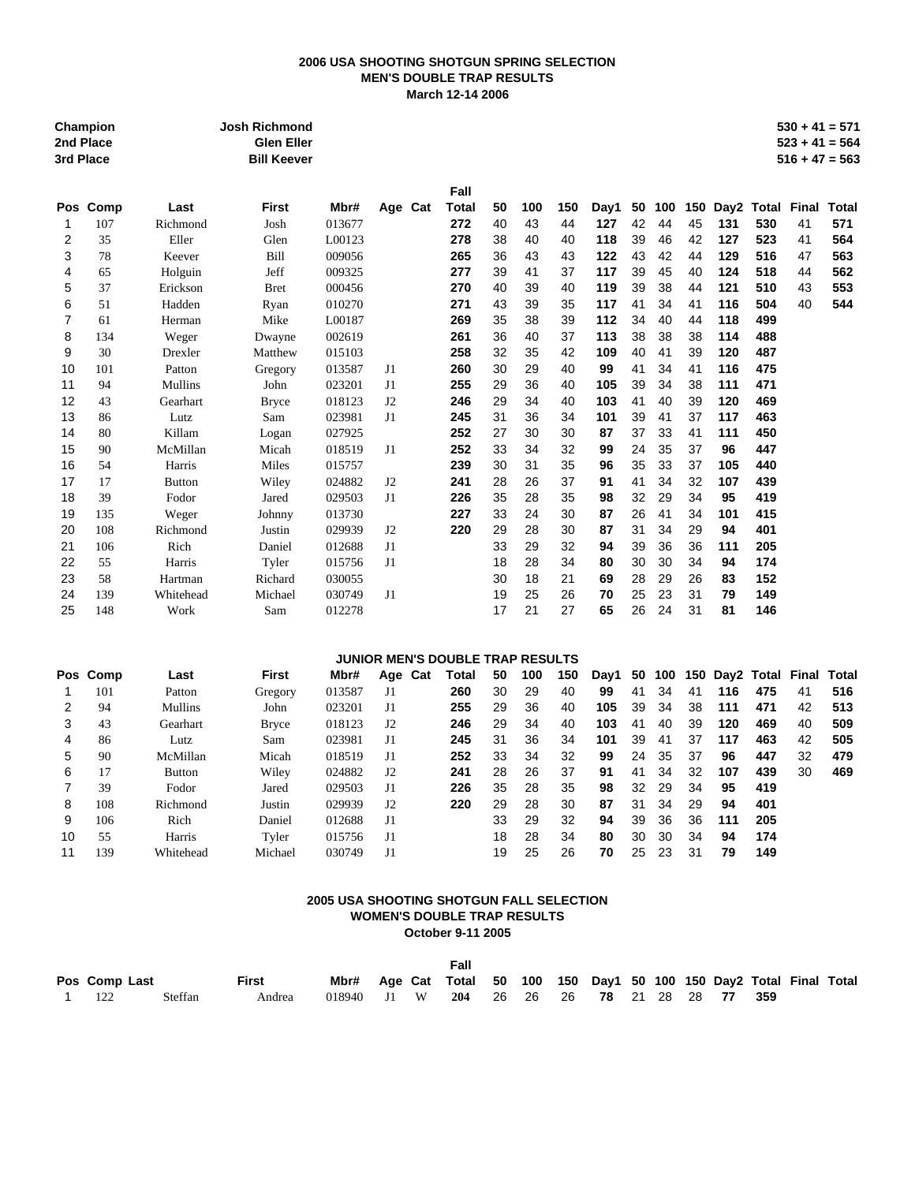**2006 USA SHOOTING SHOTGUN SPRING SELECTION**
**MEN'S DOUBLE TRAP RESULTS**
**March 12-14 2006**

| | | |
|---|---|---|
| **Champion** | **Josh Richmond** | **530 + 41 = 571** |
| **2nd Place** | **Glen Eller** | **523 + 41 = 564** |
| **3rd Place** | **Bill Keever** | **516 + 47 = 563** |

| Pos | Comp | Last | First | Mbr# | Age | Cat | Fall Total | 50 | 100 | 150 | Day1 | 50 | 100 | 150 | Day2 | Total | Final | Total |
|---|---|---|---|---|---|---|---|---|---|---|---|---|---|---|---|---|---|---|
| 1 | 107 | Richmond | Josh | 013677 | | | **272** | 40 | 43 | 44 | **127** | 42 | 44 | 45 | **131** | **530** | 41 | **571** |
| 2 | 35 | Eller | Glen | L00123 | | | **278** | 38 | 40 | 40 | **118** | 39 | 46 | 42 | **127** | **523** | 41 | **564** |
| 3 | 78 | Keever | Bill | 009056 | | | **265** | 36 | 43 | 43 | **122** | 43 | 42 | 44 | **129** | **516** | 47 | **563** |
| 4 | 65 | Holguin | Jeff | 009325 | | | **277** | 39 | 41 | 37 | **117** | 39 | 45 | 40 | **124** | **518** | 44 | **562** |
| 5 | 37 | Erickson | Bret | 000456 | | | **270** | 40 | 39 | 40 | **119** | 39 | 38 | 44 | **121** | **510** | 43 | **553** |
| 6 | 51 | Hadden | Ryan | 010270 | | | **271** | 43 | 39 | 35 | **117** | 41 | 34 | 41 | **116** | **504** | 40 | **544** |
| 7 | 61 | Herman | Mike | L00187 | | | **269** | 35 | 38 | 39 | **112** | 34 | 40 | 44 | **118** | **499** | | |
| 8 | 134 | Weger | Dwayne | 002619 | | | **261** | 36 | 40 | 37 | **113** | 38 | 38 | 38 | **114** | **488** | | |
| 9 | 30 | Drexler | Matthew | 015103 | | | **258** | 32 | 35 | 42 | **109** | 40 | 41 | 39 | **120** | **487** | | |
| 10 | 101 | Patton | Gregory | 013587 | J1 | | **260** | 30 | 29 | 40 | **99** | 41 | 34 | 41 | **116** | **475** | | |
| 11 | 94 | Mullins | John | 023201 | J1 | | **255** | 29 | 36 | 40 | **105** | 39 | 34 | 38 | **111** | **471** | | |
| 12 | 43 | Gearhart | Bryce | 018123 | J2 | | **246** | 29 | 34 | 40 | **103** | 41 | 40 | 39 | **120** | **469** | | |
| 13 | 86 | Lutz | Sam | 023981 | J1 | | **245** | 31 | 36 | 34 | **101** | 39 | 41 | 37 | **117** | **463** | | |
| 14 | 80 | Killam | Logan | 027925 | | | **252** | 27 | 30 | 30 | **87** | 37 | 33 | 41 | **111** | **450** | | |
| 15 | 90 | McMillan | Micah | 018519 | J1 | | **252** | 33 | 34 | 32 | **99** | 24 | 35 | 37 | **96** | **447** | | |
| 16 | 54 | Harris | Miles | 015757 | | | **239** | 30 | 31 | 35 | **96** | 35 | 33 | 37 | **105** | **440** | | |
| 17 | 17 | Button | Wiley | 024882 | J2 | | **241** | 28 | 26 | 37 | **91** | 41 | 34 | 32 | **107** | **439** | | |
| 18 | 39 | Fodor | Jared | 029503 | J1 | | **226** | 35 | 28 | 35 | **98** | 32 | 29 | 34 | **95** | **419** | | |
| 19 | 135 | Weger | Johnny | 013730 | | | **227** | 33 | 24 | 30 | **87** | 26 | 41 | 34 | **101** | **415** | | |
| 20 | 108 | Richmond | Justin | 029939 | J2 | | **220** | 29 | 28 | 30 | **87** | 31 | 34 | 29 | **94** | **401** | | |
| 21 | 106 | Rich | Daniel | 012688 | J1 | | | 33 | 29 | 32 | **94** | 39 | 36 | 36 | **111** | **205** | | |
| 22 | 55 | Harris | Tyler | 015756 | J1 | | | 18 | 28 | 34 | **80** | 30 | 30 | 34 | **94** | **174** | | |
| 23 | 58 | Hartman | Richard | 030055 | | | | 30 | 18 | 21 | **69** | 28 | 29 | 26 | **83** | **152** | | |
| 24 | 139 | Whitehead | Michael | 030749 | J1 | | | 19 | 25 | 26 | **70** | 25 | 23 | 31 | **79** | **149** | | |
| 25 | 148 | Work | Sam | 012278 | | | | 17 | 21 | 27 | **65** | 26 | 24 | 31 | **81** | **146** | | |

**JUNIOR MEN'S DOUBLE TRAP RESULTS**

| Pos | Comp | Last | First | Mbr# | Age | Cat | Total | 50 | 100 | 150 | Day1 | 50 | 100 | 150 | Day2 | Total | Final | Total |
|---|---|---|---|---|---|---|---|---|---|---|---|---|---|---|---|---|---|---|
| 1 | 101 | Patton | Gregory | 013587 | J1 | | **260** | 30 | 29 | 40 | **99** | 41 | 34 | 41 | **116** | **475** | 41 | **516** |
| 2 | 94 | Mullins | John | 023201 | J1 | | **255** | 29 | 36 | 40 | **105** | 39 | 34 | 38 | **111** | **471** | 42 | **513** |
| 3 | 43 | Gearhart | Bryce | 018123 | J2 | | **246** | 29 | 34 | 40 | **103** | 41 | 40 | 39 | **120** | **469** | 40 | **509** |
| 4 | 86 | Lutz | Sam | 023981 | J1 | | **245** | 31 | 36 | 34 | **101** | 39 | 41 | 37 | **117** | **463** | 42 | **505** |
| 5 | 90 | McMillan | Micah | 018519 | J1 | | **252** | 33 | 34 | 32 | **99** | 24 | 35 | 37 | **96** | **447** | 32 | **479** |
| 6 | 17 | Button | Wiley | 024882 | J2 | | **241** | 28 | 26 | 37 | **91** | 41 | 34 | 32 | **107** | **439** | 30 | **469** |
| 7 | 39 | Fodor | Jared | 029503 | J1 | | **226** | 35 | 28 | 35 | **98** | 32 | 29 | 34 | **95** | **419** | | |
| 8 | 108 | Richmond | Justin | 029939 | J2 | | **220** | 29 | 28 | 30 | **87** | 31 | 34 | 29 | **94** | **401** | | |
| 9 | 106 | Rich | Daniel | 012688 | J1 | | | 33 | 29 | 32 | **94** | 39 | 36 | 36 | **111** | **205** | | |
| 10 | 55 | Harris | Tyler | 015756 | J1 | | | 18 | 28 | 34 | **80** | 30 | 30 | 34 | **94** | **174** | | |
| 11 | 139 | Whitehead | Michael | 030749 | J1 | | | 19 | 25 | 26 | **70** | 25 | 23 | 31 | **79** | **149** | | |

**2005 USA SHOOTING SHOTGUN FALL SELECTION**
**WOMEN'S DOUBLE TRAP RESULTS**
**October 9-11 2005**

| Pos | Comp | Last | First | Mbr# | Age | Cat | Fall Total | 50 | 100 | 150 | Day1 | 50 | 100 | 150 | Day2 | Total | Final | Total |
|---|---|---|---|---|---|---|---|---|---|---|---|---|---|---|---|---|---|---|
| 1 | 122 | Steffan | Andrea | 018940 | J1 | W | **204** | 26 | 26 | 26 | **78** | 21 | 28 | 28 | **77** | **359** | | |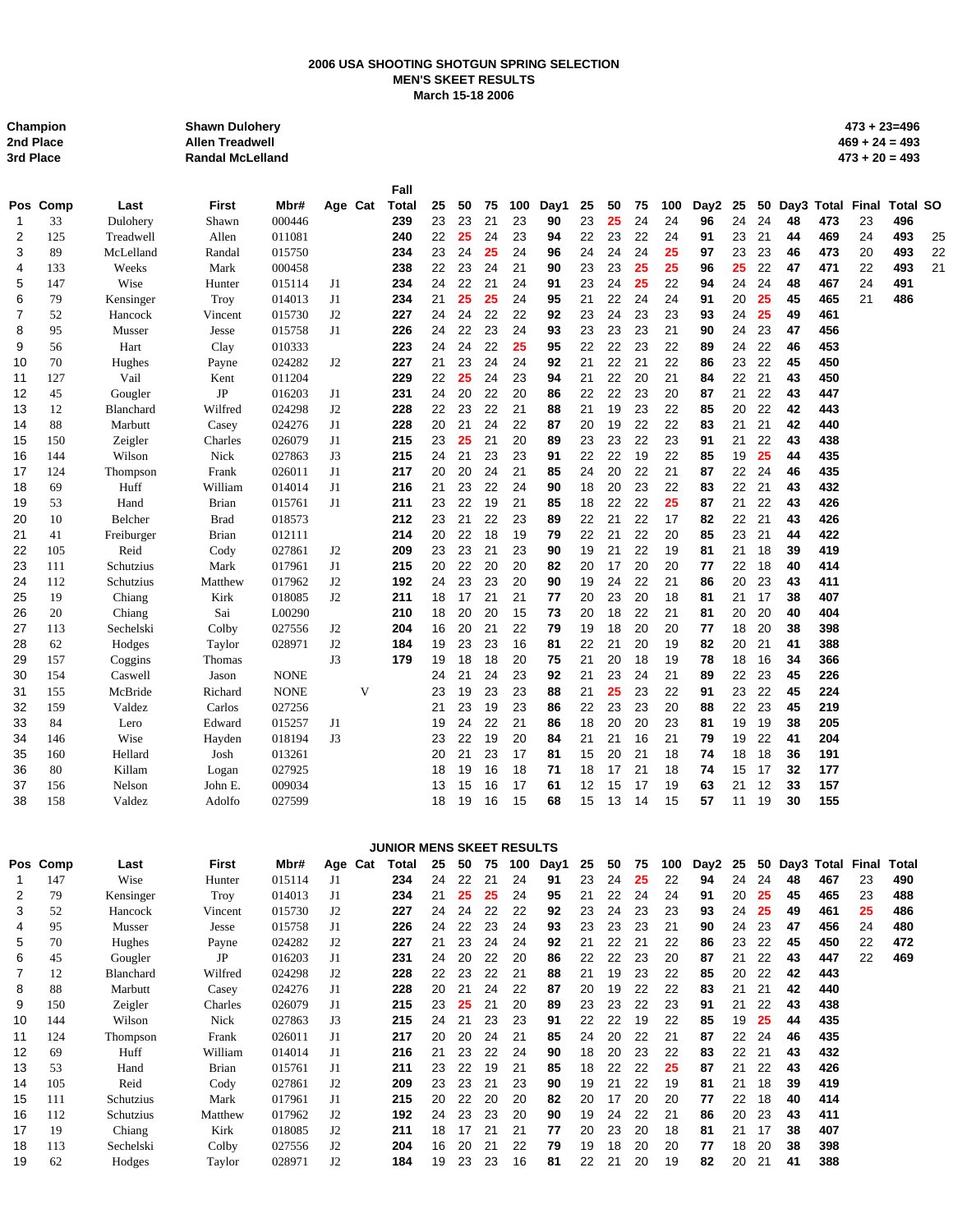# 2006 USA SHOOTING SHOTGUN SPRING SELECTION
## MEN'S SKEET RESULTS
### March 15-18 2006

| | | |
|---|---|---|
| Champion | Shawn Dulohery | 473 + 23=496 |
| 2nd Place | Allen Treadwell | 469 + 24 = 493 |
| 3rd Place | Randal McLelland | 473 + 20 = 493 |

| Pos | Comp | Last | First | Mbr# | Age | Cat | Fall Total | 25 | 50 | 75 | 100 | Day1 | 25 | 50 | 75 | 100 | Day2 | 25 | 50 | Day3 | Total | Final | Total | SO |
|---|---|---|---|---|---|---|---|---|---|---|---|---|---|---|---|---|---|---|---|---|---|---|---|---|
| 1 | 33 | Dulohery | Shawn | 000446 | | | 239 | 23 | 23 | 21 | 23 | 90 | 23 | 25 | 24 | 24 | 96 | 24 | 24 | 48 | 473 | 23 | 496 | |
| 2 | 125 | Treadwell | Allen | 011081 | | | 240 | 22 | 25 | 24 | 23 | 94 | 22 | 23 | 22 | 24 | 91 | 23 | 21 | 44 | 469 | 24 | 493 | 25 |
| 3 | 89 | McLelland | Randal | 015750 | | | 234 | 23 | 24 | 25 | 24 | 96 | 24 | 24 | 24 | 25 | 97 | 23 | 23 | 46 | 473 | 20 | 493 | 22 |
| 4 | 133 | Weeks | Mark | 000458 | | | 238 | 22 | 23 | 24 | 21 | 90 | 23 | 23 | 25 | 25 | 96 | 25 | 22 | 47 | 471 | 22 | 493 | 21 |
| 5 | 147 | Wise | Hunter | 015114 | J1 | | 234 | 24 | 22 | 21 | 24 | 91 | 23 | 24 | 25 | 22 | 94 | 24 | 24 | 48 | 467 | 24 | 491 | |
| 6 | 79 | Kensinger | Troy | 014013 | J1 | | 234 | 21 | 25 | 25 | 24 | 95 | 21 | 22 | 24 | 24 | 91 | 20 | 25 | 45 | 465 | 21 | 486 | |
| 7 | 52 | Hancock | Vincent | 015730 | J2 | | 227 | 24 | 24 | 22 | 22 | 92 | 23 | 24 | 23 | 23 | 93 | 24 | 25 | 49 | 461 | | | |
| 8 | 95 | Musser | Jesse | 015758 | J1 | | 226 | 24 | 22 | 23 | 24 | 93 | 23 | 23 | 23 | 21 | 90 | 24 | 23 | 47 | 456 | | | |
| 9 | 56 | Hart | Clay | 010333 | | | 223 | 24 | 24 | 22 | 25 | 95 | 22 | 22 | 23 | 22 | 89 | 24 | 22 | 46 | 453 | | | |
| 10 | 70 | Hughes | Payne | 024282 | J2 | | 227 | 21 | 23 | 24 | 24 | 92 | 21 | 22 | 21 | 22 | 86 | 23 | 22 | 45 | 450 | | | |
| 11 | 127 | Vail | Kent | 011204 | | | 229 | 22 | 25 | 24 | 23 | 94 | 21 | 22 | 20 | 21 | 84 | 22 | 21 | 43 | 450 | | | |
| 12 | 45 | Gougler | JP | 016203 | J1 | | 231 | 24 | 20 | 22 | 20 | 86 | 22 | 22 | 23 | 20 | 87 | 21 | 22 | 43 | 447 | | | |
| 13 | 12 | Blanchard | Wilfred | 024298 | J2 | | 228 | 22 | 23 | 22 | 21 | 88 | 21 | 19 | 23 | 22 | 85 | 20 | 22 | 42 | 443 | | | |
| 14 | 88 | Marbutt | Casey | 024276 | J1 | | 228 | 20 | 21 | 24 | 22 | 87 | 20 | 19 | 22 | 22 | 83 | 21 | 21 | 42 | 440 | | | |
| 15 | 150 | Zeigler | Charles | 026079 | J1 | | 215 | 23 | 25 | 21 | 20 | 89 | 23 | 23 | 22 | 23 | 91 | 21 | 22 | 43 | 438 | | | |
| 16 | 144 | Wilson | Nick | 027863 | J3 | | 215 | 24 | 21 | 23 | 23 | 91 | 22 | 22 | 19 | 22 | 85 | 19 | 25 | 44 | 435 | | | |
| 17 | 124 | Thompson | Frank | 026011 | J1 | | 217 | 20 | 20 | 24 | 21 | 85 | 24 | 20 | 22 | 21 | 87 | 22 | 24 | 46 | 435 | | | |
| 18 | 69 | Huff | William | 014014 | J1 | | 216 | 21 | 23 | 22 | 24 | 90 | 18 | 20 | 23 | 22 | 83 | 22 | 21 | 43 | 432 | | | |
| 19 | 53 | Hand | Brian | 015761 | J1 | | 211 | 23 | 22 | 19 | 21 | 85 | 18 | 22 | 22 | 25 | 87 | 21 | 22 | 43 | 426 | | | |
| 20 | 10 | Belcher | Brad | 018573 | | | 212 | 23 | 21 | 22 | 23 | 89 | 22 | 21 | 22 | 17 | 82 | 22 | 21 | 43 | 426 | | | |
| 21 | 41 | Freiburger | Brian | 012111 | | | 214 | 20 | 22 | 18 | 19 | 79 | 22 | 21 | 22 | 20 | 85 | 23 | 21 | 44 | 422 | | | |
| 22 | 105 | Reid | Cody | 027861 | J2 | | 209 | 23 | 23 | 21 | 23 | 90 | 19 | 21 | 22 | 19 | 81 | 21 | 18 | 39 | 419 | | | |
| 23 | 111 | Schutzius | Mark | 017961 | J1 | | 215 | 20 | 22 | 20 | 20 | 82 | 20 | 17 | 20 | 20 | 77 | 22 | 18 | 40 | 414 | | | |
| 24 | 112 | Schutzius | Matthew | 017962 | J2 | | 192 | 24 | 23 | 23 | 20 | 90 | 19 | 24 | 22 | 21 | 86 | 20 | 23 | 43 | 411 | | | |
| 25 | 19 | Chiang | Kirk | 018085 | J2 | | 211 | 18 | 17 | 21 | 21 | 77 | 20 | 23 | 20 | 18 | 81 | 21 | 17 | 38 | 407 | | | |
| 26 | 20 | Chiang | Sai | L00290 | | | 210 | 18 | 20 | 20 | 15 | 73 | 20 | 18 | 22 | 21 | 81 | 20 | 20 | 40 | 404 | | | |
| 27 | 113 | Sechelski | Colby | 027556 | J2 | | 204 | 16 | 20 | 21 | 22 | 79 | 19 | 18 | 20 | 20 | 77 | 18 | 20 | 38 | 398 | | | |
| 28 | 62 | Hodges | Taylor | 028971 | J2 | | 184 | 19 | 23 | 23 | 16 | 81 | 22 | 21 | 20 | 19 | 82 | 20 | 21 | 41 | 388 | | | |
| 29 | 157 | Coggins | Thomas | | J3 | | 179 | 19 | 18 | 18 | 20 | 75 | 21 | 20 | 18 | 19 | 78 | 18 | 16 | 34 | 366 | | | |
| 30 | 154 | Caswell | Jason | NONE | | | | 24 | 21 | 24 | 23 | 92 | 21 | 23 | 24 | 21 | 89 | 22 | 23 | 45 | 226 | | | |
| 31 | 155 | McBride | Richard | NONE | | V | | 23 | 19 | 23 | 23 | 88 | 21 | 25 | 23 | 22 | 91 | 23 | 22 | 45 | 224 | | | |
| 32 | 159 | Valdez | Carlos | 027256 | | | | 21 | 23 | 19 | 23 | 86 | 22 | 23 | 23 | 20 | 88 | 22 | 23 | 45 | 219 | | | |
| 33 | 84 | Lero | Edward | 015257 | J1 | | | 19 | 24 | 22 | 21 | 86 | 18 | 20 | 20 | 23 | 81 | 19 | 19 | 38 | 205 | | | |
| 34 | 146 | Wise | Hayden | 018194 | J3 | | | 23 | 22 | 19 | 20 | 84 | 21 | 21 | 16 | 21 | 79 | 19 | 22 | 41 | 204 | | | |
| 35 | 160 | Hellard | Josh | 013261 | | | | 20 | 21 | 23 | 17 | 81 | 15 | 20 | 21 | 18 | 74 | 18 | 18 | 36 | 191 | | | |
| 36 | 80 | Killam | Logan | 027925 | | | | 18 | 19 | 16 | 18 | 71 | 18 | 17 | 21 | 18 | 74 | 15 | 17 | 32 | 177 | | | |
| 37 | 156 | Nelson | John E. | 009034 | | | | 13 | 15 | 16 | 17 | 61 | 12 | 15 | 17 | 19 | 63 | 21 | 12 | 33 | 157 | | | |
| 38 | 158 | Valdez | Adolfo | 027599 | | | | 18 | 19 | 16 | 15 | 68 | 15 | 13 | 14 | 15 | 57 | 11 | 19 | 30 | 155 | | | |

## JUNIOR MENS SKEET RESULTS

| Pos | Comp | Last | First | Mbr# | Age | Cat | Total | 25 | 50 | 75 | 100 | Day1 | 25 | 50 | 75 | 100 | Day2 | 25 | 50 | Day3 | Total | Final | Total |
|---|---|---|---|---|---|---|---|---|---|---|---|---|---|---|---|---|---|---|---|---|---|---|---|
| 1 | 147 | Wise | Hunter | 015114 | J1 | | 234 | 24 | 22 | 21 | 24 | 91 | 23 | 24 | 25 | 22 | 94 | 24 | 24 | 48 | 467 | 23 | 490 |
| 2 | 79 | Kensinger | Troy | 014013 | J1 | | 234 | 21 | 25 | 25 | 24 | 95 | 21 | 22 | 24 | 24 | 91 | 20 | 25 | 45 | 465 | 23 | 488 |
| 3 | 52 | Hancock | Vincent | 015730 | J2 | | 227 | 24 | 24 | 22 | 22 | 92 | 23 | 24 | 23 | 23 | 93 | 24 | 25 | 49 | 461 | 25 | 486 |
| 4 | 95 | Musser | Jesse | 015758 | J1 | | 226 | 24 | 22 | 23 | 24 | 93 | 23 | 23 | 23 | 21 | 90 | 24 | 23 | 47 | 456 | 24 | 480 |
| 5 | 70 | Hughes | Payne | 024282 | J2 | | 227 | 21 | 23 | 24 | 24 | 92 | 21 | 22 | 21 | 22 | 86 | 23 | 22 | 45 | 450 | 22 | 472 |
| 6 | 45 | Gougler | JP | 016203 | J1 | | 231 | 24 | 20 | 22 | 20 | 86 | 22 | 22 | 23 | 20 | 87 | 21 | 22 | 43 | 447 | 22 | 469 |
| 7 | 12 | Blanchard | Wilfred | 024298 | J2 | | 228 | 22 | 23 | 22 | 21 | 88 | 21 | 19 | 23 | 22 | 85 | 20 | 22 | 42 | 443 | | |
| 8 | 88 | Marbutt | Casey | 024276 | J1 | | 228 | 20 | 21 | 24 | 22 | 87 | 20 | 19 | 22 | 22 | 83 | 21 | 21 | 42 | 440 | | |
| 9 | 150 | Zeigler | Charles | 026079 | J1 | | 215 | 23 | 25 | 21 | 20 | 89 | 23 | 23 | 22 | 23 | 91 | 21 | 22 | 43 | 438 | | |
| 10 | 144 | Wilson | Nick | 027863 | J3 | | 215 | 24 | 21 | 23 | 23 | 91 | 22 | 22 | 19 | 22 | 85 | 19 | 25 | 44 | 435 | | |
| 11 | 124 | Thompson | Frank | 026011 | J1 | | 217 | 20 | 20 | 24 | 21 | 85 | 24 | 20 | 22 | 21 | 87 | 22 | 24 | 46 | 435 | | |
| 12 | 69 | Huff | William | 014014 | J1 | | 216 | 21 | 23 | 22 | 24 | 90 | 18 | 20 | 23 | 22 | 83 | 22 | 21 | 43 | 432 | | |
| 13 | 53 | Hand | Brian | 015761 | J1 | | 211 | 23 | 22 | 19 | 21 | 85 | 18 | 22 | 22 | 25 | 87 | 21 | 22 | 43 | 426 | | |
| 14 | 105 | Reid | Cody | 027861 | J2 | | 209 | 23 | 23 | 21 | 23 | 90 | 19 | 21 | 22 | 19 | 81 | 21 | 18 | 39 | 419 | | |
| 15 | 111 | Schutzius | Mark | 017961 | J1 | | 215 | 20 | 22 | 20 | 20 | 82 | 20 | 17 | 20 | 20 | 77 | 22 | 18 | 40 | 414 | | |
| 16 | 112 | Schutzius | Matthew | 017962 | J2 | | 192 | 24 | 23 | 23 | 20 | 90 | 19 | 24 | 22 | 21 | 86 | 20 | 23 | 43 | 411 | | |
| 17 | 19 | Chiang | Kirk | 018085 | J2 | | 211 | 18 | 17 | 21 | 21 | 77 | 20 | 23 | 20 | 18 | 81 | 21 | 17 | 38 | 407 | | |
| 18 | 113 | Sechelski | Colby | 027556 | J2 | | 204 | 16 | 20 | 21 | 22 | 79 | 19 | 18 | 20 | 20 | 77 | 18 | 20 | 38 | 398 | | |
| 19 | 62 | Hodges | Taylor | 028971 | J2 | | 184 | 19 | 23 | 23 | 16 | 81 | 22 | 21 | 20 | 19 | 82 | 20 | 21 | 41 | 388 | | |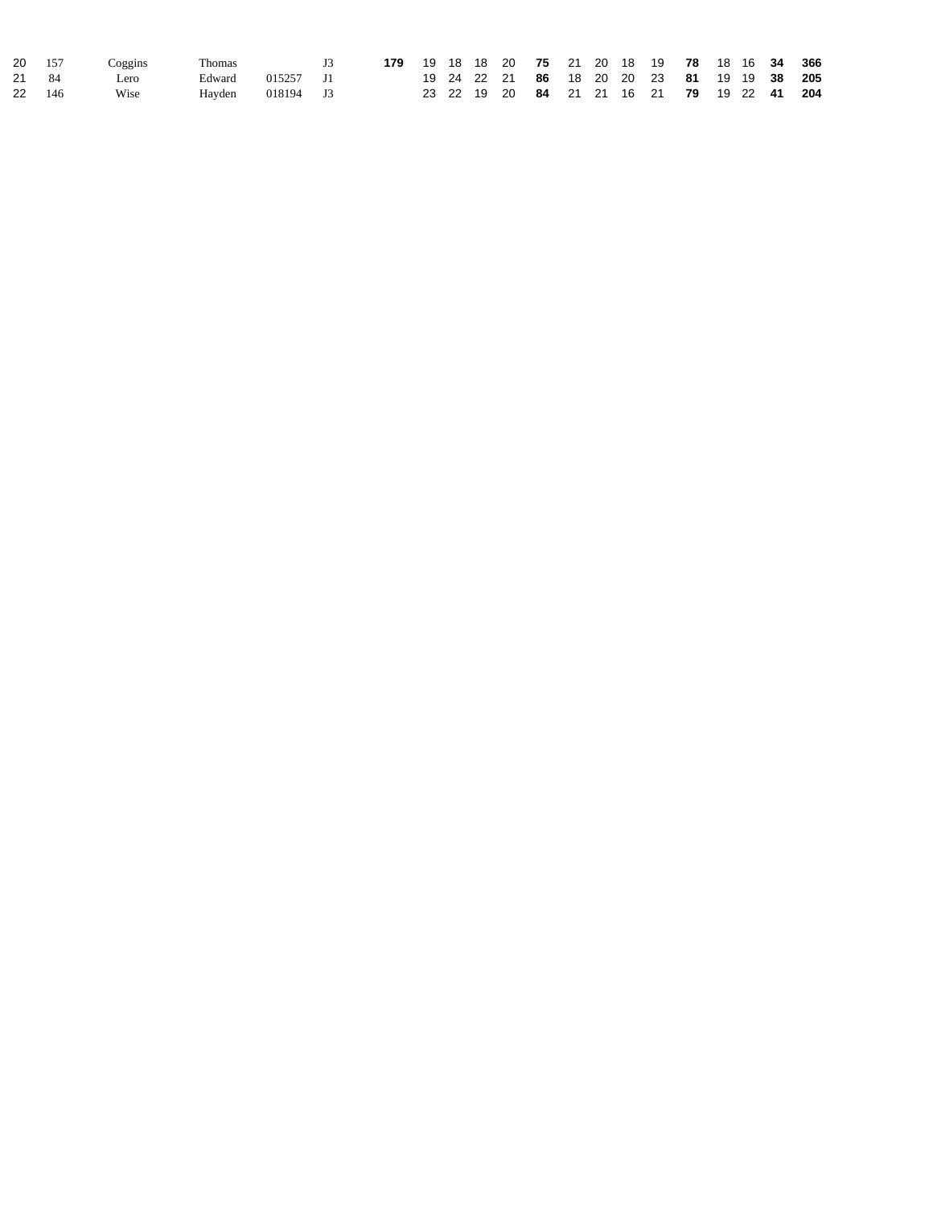| | | | | | | | | | | | | | | | | | | | | | | |
|---|---|---|---|---|---|---|---|---|---|---|---|---|---|---|---|---|---|---|---|---|---|---|
| 20 | 157 | Coggins | Thomas | | J3 | **179** | 19 | 18 | 18 | 20 | **75** | 21 | 20 | 18 | 19 | **78** | 18 | 16 | **34** | **366** |
| 21 | 84 | Lero | Edward | 015257 | J1 | | 19 | 24 | 22 | 21 | **86** | 18 | 20 | 20 | 23 | **81** | 19 | 19 | **38** | **205** |
| 22 | 146 | Wise | Hayden | 018194 | J3 | | 23 | 22 | 19 | 20 | **84** | 21 | 21 | 16 | 21 | **79** | 19 | 22 | **41** | **204** |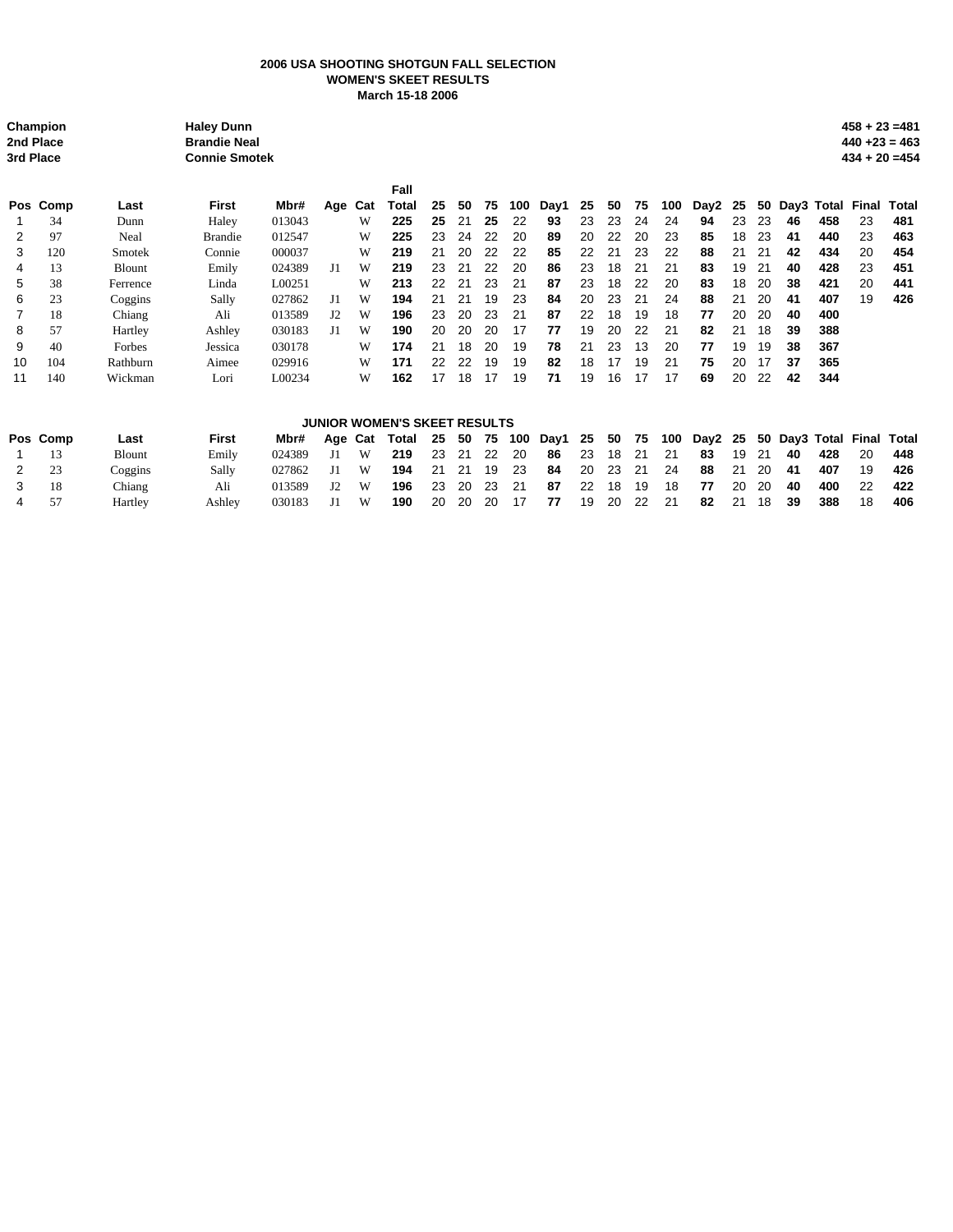**2006 USA SHOOTING SHOTGUN FALL SELECTION**
**WOMEN'S SKEET RESULTS**
**March 15-18 2006**

| | | |
|---|---|---|
| **Champion** | **Haley Dunn** | **458 + 23 =481** |
| **2nd Place** | **Brandie Neal** | **440 +23 = 463** |
| **3rd Place** | **Connie Smotek** | **434 + 20 =454** |

| Pos | Comp | Last | First | Mbr# | Age | Cat | Fall Total | 25 | 50 | 75 | 100 | Day1 | 25 | 50 | 75 | 100 | Day2 | 25 | 50 | Day3 | Total | Final | Total |
|---|---|---|---|---|---|---|---|---|---|---|---|---|---|---|---|---|---|---|---|---|---|---|---|
| 1 | 34 | Dunn | Haley | 013043 | | W | **225** | **25** | 21 | **25** | 22 | **93** | 23 | 23 | 24 | 24 | **94** | 23 | 23 | **46** | **458** | 23 | **481** |
| 2 | 97 | Neal | Brandie | 012547 | | W | **225** | 23 | 24 | 22 | 20 | **89** | 20 | 22 | 20 | 23 | **85** | 18 | 23 | **41** | **440** | 23 | **463** |
| 3 | 120 | Smotek | Connie | 000037 | | W | **219** | 21 | 20 | 22 | 22 | **85** | 22 | 21 | 23 | 22 | **88** | 21 | 21 | **42** | **434** | 20 | **454** |
| 4 | 13 | Blount | Emily | 024389 | J1 | W | **219** | 23 | 21 | 22 | 20 | **86** | 23 | 18 | 21 | 21 | **83** | 19 | 21 | **40** | **428** | 23 | **451** |
| 5 | 38 | Ferrence | Linda | L00251 | | W | **213** | 22 | 21 | 23 | 21 | **87** | 23 | 18 | 22 | 20 | **83** | 18 | 20 | **38** | **421** | 20 | **441** |
| 6 | 23 | Coggins | Sally | 027862 | J1 | W | **194** | 21 | 21 | 19 | 23 | **84** | 20 | 23 | 21 | 24 | **88** | 21 | 20 | **41** | **407** | 19 | **426** |
| 7 | 18 | Chiang | Ali | 013589 | J2 | W | **196** | 23 | 20 | 23 | 21 | **87** | 22 | 18 | 19 | 18 | **77** | 20 | 20 | **40** | **400** | | |
| 8 | 57 | Hartley | Ashley | 030183 | J1 | W | **190** | 20 | 20 | 20 | 17 | **77** | 19 | 20 | 22 | 21 | **82** | 21 | 18 | **39** | **388** | | |
| 9 | 40 | Forbes | Jessica | 030178 | | W | **174** | 21 | 18 | 20 | 19 | **78** | 21 | 23 | 13 | 20 | **77** | 19 | 19 | **38** | **367** | | |
| 10 | 104 | Rathburn | Aimee | 029916 | | W | **171** | 22 | 22 | 19 | 19 | **82** | 18 | 17 | 19 | 21 | **75** | 20 | 17 | **37** | **365** | | |
| 11 | 140 | Wickman | Lori | L00234 | | W | **162** | 17 | 18 | 17 | 19 | **71** | 19 | 16 | 17 | 17 | **69** | 20 | 22 | **42** | **344** | | |

**JUNIOR WOMEN'S SKEET RESULTS**

| Pos | Comp | Last | First | Mbr# | Age | Cat | Total | 25 | 50 | 75 | 100 | Day1 | 25 | 50 | 75 | 100 | Day2 | 25 | 50 | Day3 | Total | Final | Total |
|---|---|---|---|---|---|---|---|---|---|---|---|---|---|---|---|---|---|---|---|---|---|---|---|
| 1 | 13 | Blount | Emily | 024389 | J1 | W | **219** | 23 | 21 | 22 | 20 | **86** | 23 | 18 | 21 | 21 | **83** | 19 | 21 | **40** | **428** | 20 | **448** |
| 2 | 23 | Coggins | Sally | 027862 | J1 | W | **194** | 21 | 21 | 19 | 23 | **84** | 20 | 23 | 21 | 24 | **88** | 21 | 20 | **41** | **407** | 19 | **426** |
| 3 | 18 | Chiang | Ali | 013589 | J2 | W | **196** | 23 | 20 | 23 | 21 | **87** | 22 | 18 | 19 | 18 | **77** | 20 | 20 | **40** | **400** | 22 | **422** |
| 4 | 57 | Hartley | Ashley | 030183 | J1 | W | **190** | 20 | 20 | 20 | 17 | **77** | 19 | 20 | 22 | 21 | **82** | 21 | 18 | **39** | **388** | 18 | **406** |